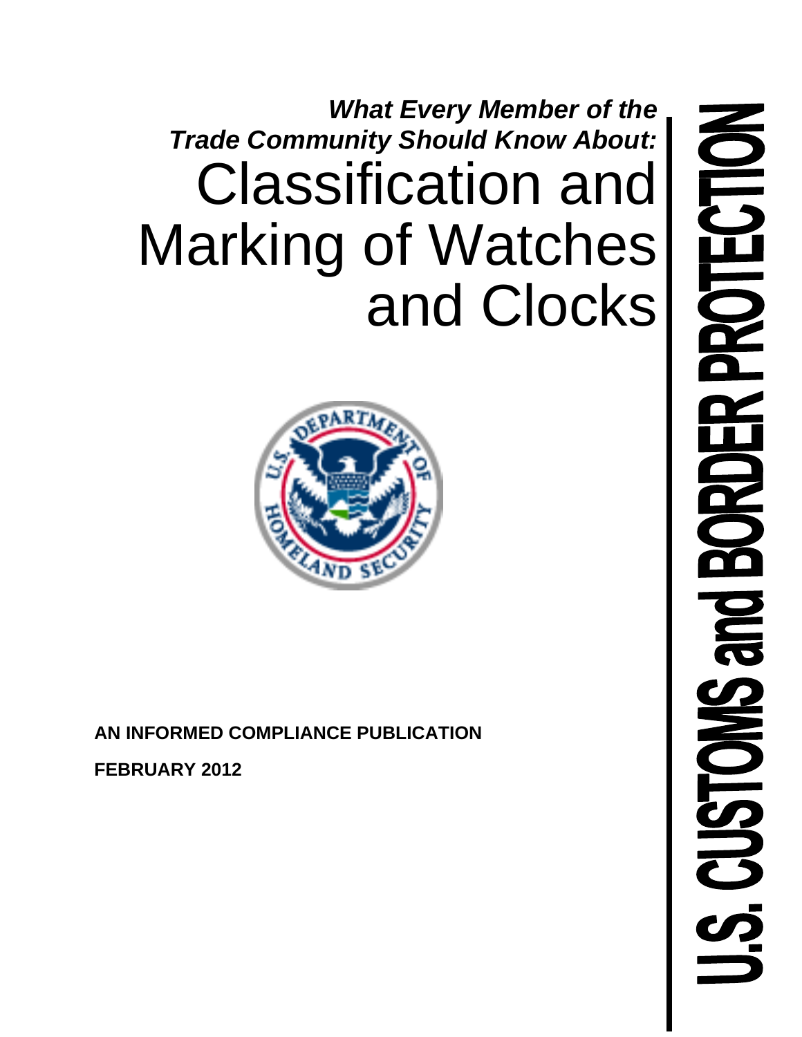***What Every Member of the Trade Community Should Know About:***

# Classification and Marking of Watches and Clocks

**AN INFORMED COMPLIANCE PUBLICATION**

**FEBRUARY 2012**

**U.S. CUSTOMS and BORDER PROTECTION**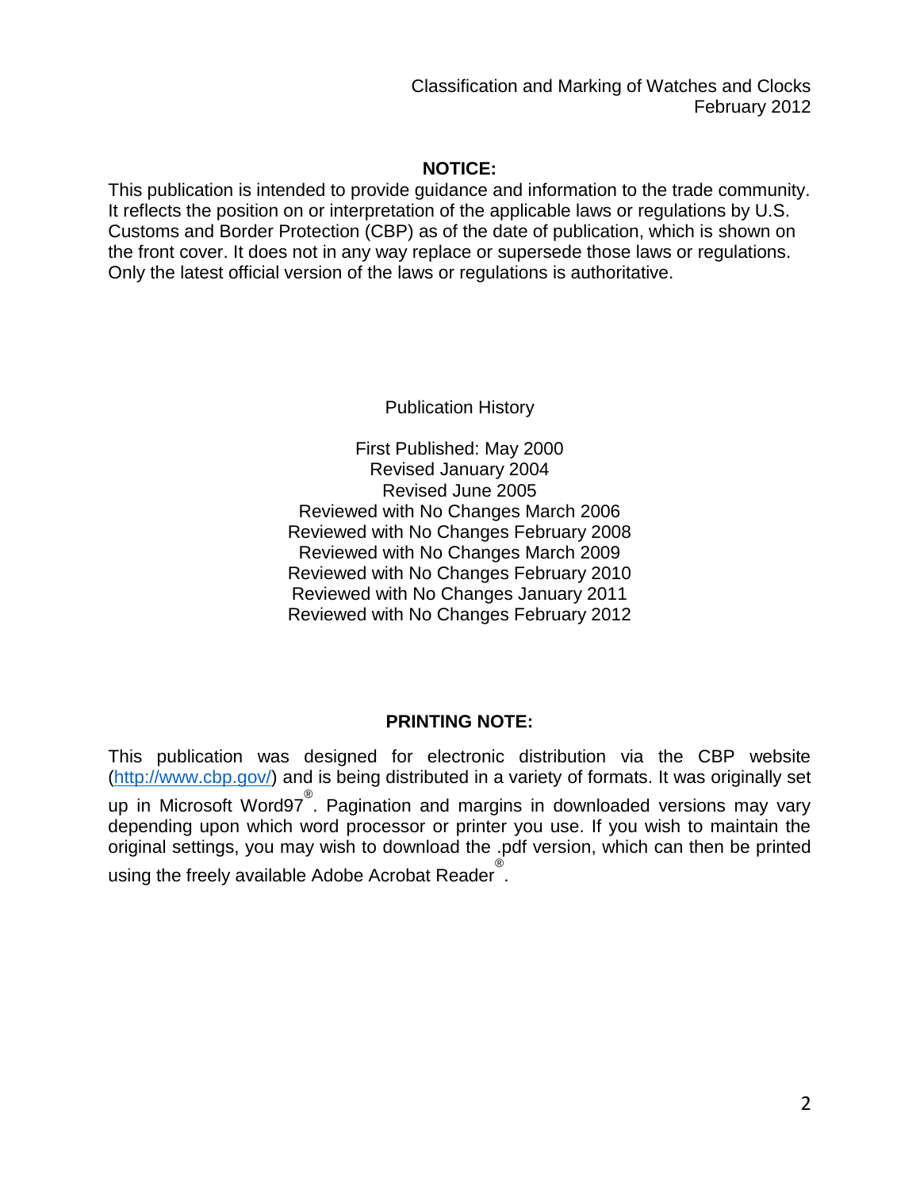## NOTICE:

This publication is intended to provide guidance and information to the trade community. It reflects the position on or interpretation of the applicable laws or regulations by U.S. Customs and Border Protection (CBP) as of the date of publication, which is shown on the front cover. It does not in any way replace or supersede those laws or regulations. Only the latest official version of the laws or regulations is authoritative.

Publication History

First Published: May 2000
Revised January 2004
Revised June 2005
Reviewed with No Changes March 2006
Reviewed with No Changes February 2008
Reviewed with No Changes March 2009
Reviewed with No Changes February 2010
Reviewed with No Changes January 2011
Reviewed with No Changes February 2012

## PRINTING NOTE:

This publication was designed for electronic distribution via the CBP website (http://www.cbp.gov/) and is being distributed in a variety of formats. It was originally set up in Microsoft Word97®. Pagination and margins in downloaded versions may vary depending upon which word processor or printer you use. If you wish to maintain the original settings, you may wish to download the .pdf version, which can then be printed using the freely available Adobe Acrobat Reader®.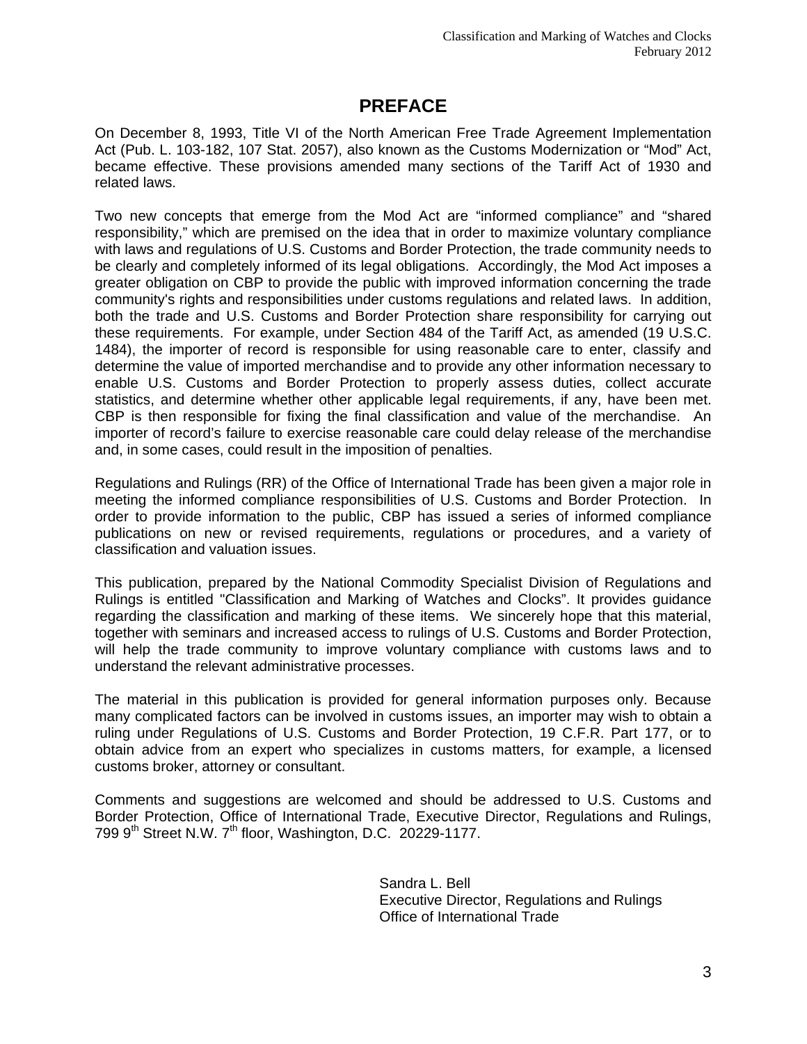# PREFACE

On December 8, 1993, Title VI of the North American Free Trade Agreement Implementation Act (Pub. L. 103-182, 107 Stat. 2057), also known as the Customs Modernization or "Mod" Act, became effective. These provisions amended many sections of the Tariff Act of 1930 and related laws.

Two new concepts that emerge from the Mod Act are "informed compliance" and "shared responsibility," which are premised on the idea that in order to maximize voluntary compliance with laws and regulations of U.S. Customs and Border Protection, the trade community needs to be clearly and completely informed of its legal obligations. Accordingly, the Mod Act imposes a greater obligation on CBP to provide the public with improved information concerning the trade community's rights and responsibilities under customs regulations and related laws. In addition, both the trade and U.S. Customs and Border Protection share responsibility for carrying out these requirements. For example, under Section 484 of the Tariff Act, as amended (19 U.S.C. 1484), the importer of record is responsible for using reasonable care to enter, classify and determine the value of imported merchandise and to provide any other information necessary to enable U.S. Customs and Border Protection to properly assess duties, collect accurate statistics, and determine whether other applicable legal requirements, if any, have been met. CBP is then responsible for fixing the final classification and value of the merchandise. An importer of record's failure to exercise reasonable care could delay release of the merchandise and, in some cases, could result in the imposition of penalties.

Regulations and Rulings (RR) of the Office of International Trade has been given a major role in meeting the informed compliance responsibilities of U.S. Customs and Border Protection. In order to provide information to the public, CBP has issued a series of informed compliance publications on new or revised requirements, regulations or procedures, and a variety of classification and valuation issues.

This publication, prepared by the National Commodity Specialist Division of Regulations and Rulings is entitled "Classification and Marking of Watches and Clocks". It provides guidance regarding the classification and marking of these items. We sincerely hope that this material, together with seminars and increased access to rulings of U.S. Customs and Border Protection, will help the trade community to improve voluntary compliance with customs laws and to understand the relevant administrative processes.

The material in this publication is provided for general information purposes only. Because many complicated factors can be involved in customs issues, an importer may wish to obtain a ruling under Regulations of U.S. Customs and Border Protection, 19 C.F.R. Part 177, or to obtain advice from an expert who specializes in customs matters, for example, a licensed customs broker, attorney or consultant.

Comments and suggestions are welcomed and should be addressed to U.S. Customs and Border Protection, Office of International Trade, Executive Director, Regulations and Rulings, 799 9th Street N.W. 7th floor, Washington, D.C. 20229-1177.

Sandra L. Bell
Executive Director, Regulations and Rulings
Office of International Trade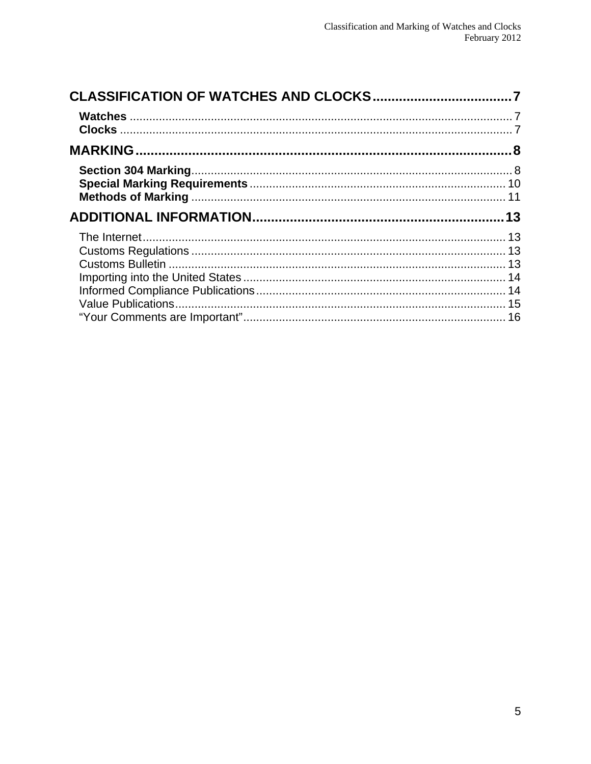**CLASSIFICATION OF WATCHES AND CLOCKS** .................................... 7

- **Watches** ..................................................................................................... 7
- **Clocks** ........................................................................................................ 7

**MARKING** ........................................................................................ 8

- **Section 304 Marking** ................................................................................. 8
- **Special Marking Requirements** .............................................................. 10
- **Methods of Marking** ................................................................................ 11

**ADDITIONAL INFORMATION** ............................................................. 13

- The Internet ................................................................................................ 13
- Customs Regulations ................................................................................. 13
- Customs Bulletin ........................................................................................ 13
- Importing into the United States ................................................................ 14
- Informed Compliance Publications ............................................................ 14
- Value Publications ...................................................................................... 15
- "Your Comments are Important" ................................................................ 16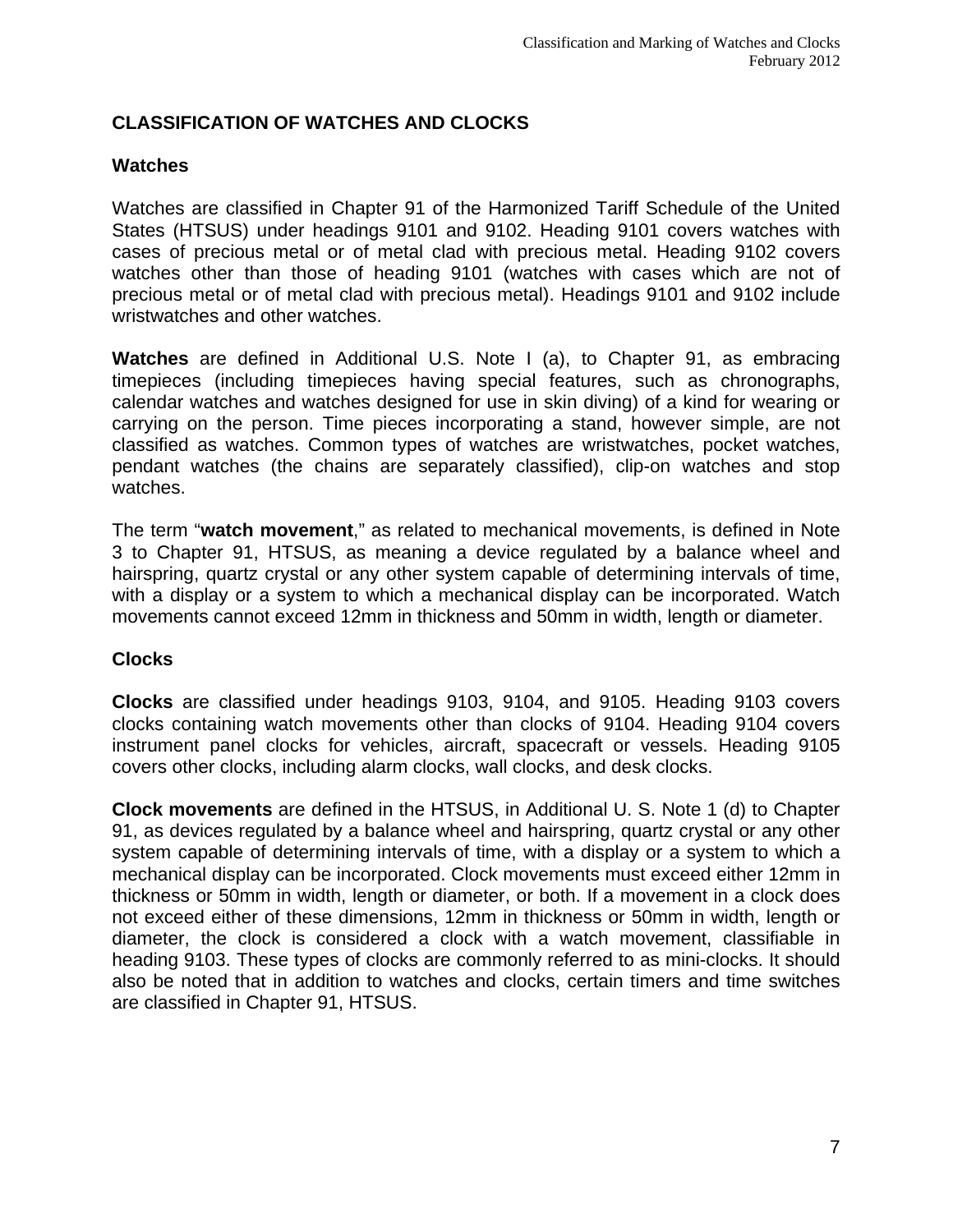## CLASSIFICATION OF WATCHES AND CLOCKS

### Watches

Watches are classified in Chapter 91 of the Harmonized Tariff Schedule of the United States (HTSUS) under headings 9101 and 9102. Heading 9101 covers watches with cases of precious metal or of metal clad with precious metal. Heading 9102 covers watches other than those of heading 9101 (watches with cases which are not of precious metal or of metal clad with precious metal). Headings 9101 and 9102 include wristwatches and other watches.

**Watches** are defined in Additional U.S. Note I (a), to Chapter 91, as embracing timepieces (including timepieces having special features, such as chronographs, calendar watches and watches designed for use in skin diving) of a kind for wearing or carrying on the person. Time pieces incorporating a stand, however simple, are not classified as watches. Common types of watches are wristwatches, pocket watches, pendant watches (the chains are separately classified), clip-on watches and stop watches.

The term "**watch movement**," as related to mechanical movements, is defined in Note 3 to Chapter 91, HTSUS, as meaning a device regulated by a balance wheel and hairspring, quartz crystal or any other system capable of determining intervals of time, with a display or a system to which a mechanical display can be incorporated. Watch movements cannot exceed 12mm in thickness and 50mm in width, length or diameter.

### Clocks

**Clocks** are classified under headings 9103, 9104, and 9105. Heading 9103 covers clocks containing watch movements other than clocks of 9104. Heading 9104 covers instrument panel clocks for vehicles, aircraft, spacecraft or vessels. Heading 9105 covers other clocks, including alarm clocks, wall clocks, and desk clocks.

**Clock movements** are defined in the HTSUS, in Additional U. S. Note 1 (d) to Chapter 91, as devices regulated by a balance wheel and hairspring, quartz crystal or any other system capable of determining intervals of time, with a display or a system to which a mechanical display can be incorporated. Clock movements must exceed either 12mm in thickness or 50mm in width, length or diameter, or both. If a movement in a clock does not exceed either of these dimensions, 12mm in thickness or 50mm in width, length or diameter, the clock is considered a clock with a watch movement, classifiable in heading 9103. These types of clocks are commonly referred to as mini-clocks. It should also be noted that in addition to watches and clocks, certain timers and time switches are classified in Chapter 91, HTSUS.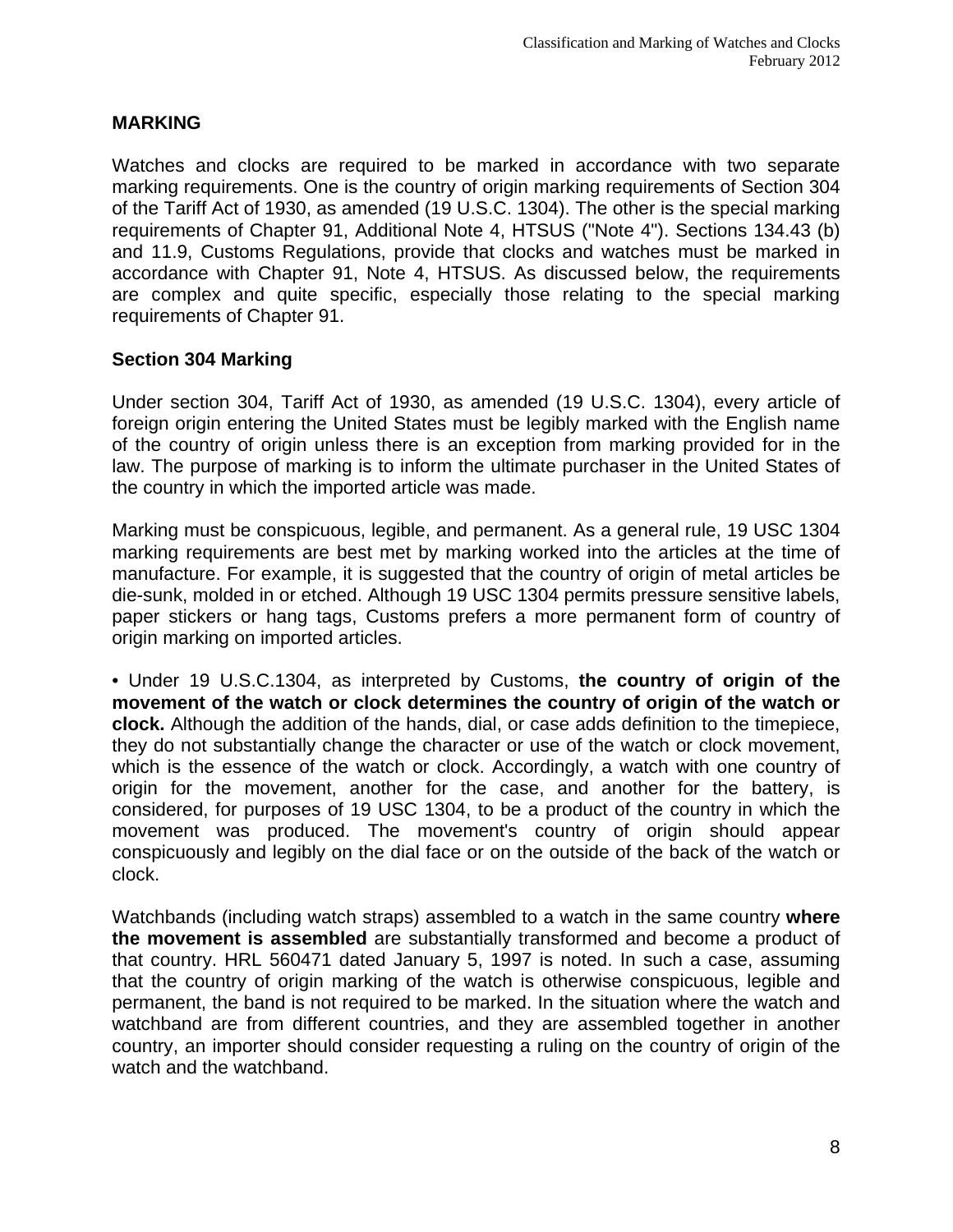## MARKING

Watches and clocks are required to be marked in accordance with two separate marking requirements. One is the country of origin marking requirements of Section 304 of the Tariff Act of 1930, as amended (19 U.S.C. 1304). The other is the special marking requirements of Chapter 91, Additional Note 4, HTSUS ("Note 4"). Sections 134.43 (b) and 11.9, Customs Regulations, provide that clocks and watches must be marked in accordance with Chapter 91, Note 4, HTSUS. As discussed below, the requirements are complex and quite specific, especially those relating to the special marking requirements of Chapter 91.

### Section 304 Marking

Under section 304, Tariff Act of 1930, as amended (19 U.S.C. 1304), every article of foreign origin entering the United States must be legibly marked with the English name of the country of origin unless there is an exception from marking provided for in the law. The purpose of marking is to inform the ultimate purchaser in the United States of the country in which the imported article was made.

Marking must be conspicuous, legible, and permanent. As a general rule, 19 USC 1304 marking requirements are best met by marking worked into the articles at the time of manufacture. For example, it is suggested that the country of origin of metal articles be die-sunk, molded in or etched. Although 19 USC 1304 permits pressure sensitive labels, paper stickers or hang tags, Customs prefers a more permanent form of country of origin marking on imported articles.

- Under 19 U.S.C.1304, as interpreted by Customs, **the country of origin of the movement of the watch or clock determines the country of origin of the watch or clock.** Although the addition of the hands, dial, or case adds definition to the timepiece, they do not substantially change the character or use of the watch or clock movement, which is the essence of the watch or clock. Accordingly, a watch with one country of origin for the movement, another for the case, and another for the battery, is considered, for purposes of 19 USC 1304, to be a product of the country in which the movement was produced. The movement's country of origin should appear conspicuously and legibly on the dial face or on the outside of the back of the watch or clock.

Watchbands (including watch straps) assembled to a watch in the same country **where the movement is assembled** are substantially transformed and become a product of that country. HRL 560471 dated January 5, 1997 is noted. In such a case, assuming that the country of origin marking of the watch is otherwise conspicuous, legible and permanent, the band is not required to be marked. In the situation where the watch and watchband are from different countries, and they are assembled together in another country, an importer should consider requesting a ruling on the country of origin of the watch and the watchband.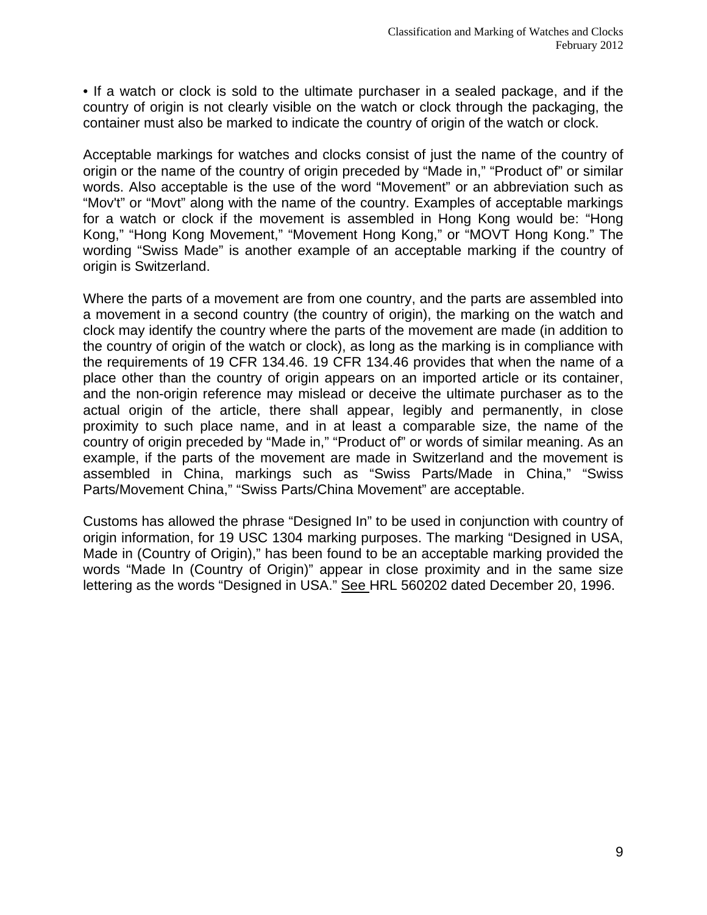- If a watch or clock is sold to the ultimate purchaser in a sealed package, and if the country of origin is not clearly visible on the watch or clock through the packaging, the container must also be marked to indicate the country of origin of the watch or clock.

Acceptable markings for watches and clocks consist of just the name of the country of origin or the name of the country of origin preceded by “Made in,” “Product of” or similar words. Also acceptable is the use of the word “Movement” or an abbreviation such as “Mov't” or “Movt” along with the name of the country. Examples of acceptable markings for a watch or clock if the movement is assembled in Hong Kong would be: “Hong Kong,” “Hong Kong Movement,” “Movement Hong Kong,” or “MOVT Hong Kong.” The wording “Swiss Made” is another example of an acceptable marking if the country of origin is Switzerland.

Where the parts of a movement are from one country, and the parts are assembled into a movement in a second country (the country of origin), the marking on the watch and clock may identify the country where the parts of the movement are made (in addition to the country of origin of the watch or clock), as long as the marking is in compliance with the requirements of 19 CFR 134.46. 19 CFR 134.46 provides that when the name of a place other than the country of origin appears on an imported article or its container, and the non-origin reference may mislead or deceive the ultimate purchaser as to the actual origin of the article, there shall appear, legibly and permanently, in close proximity to such place name, and in at least a comparable size, the name of the country of origin preceded by “Made in,” “Product of” or words of similar meaning. As an example, if the parts of the movement are made in Switzerland and the movement is assembled in China, markings such as “Swiss Parts/Made in China,” “Swiss Parts/Movement China,” “Swiss Parts/China Movement” are acceptable.

Customs has allowed the phrase “Designed In” to be used in conjunction with country of origin information, for 19 USC 1304 marking purposes. The marking “Designed in USA, Made in (Country of Origin),” has been found to be an acceptable marking provided the words “Made In (Country of Origin)” appear in close proximity and in the same size lettering as the words “Designed in USA.” See HRL 560202 dated December 20, 1996.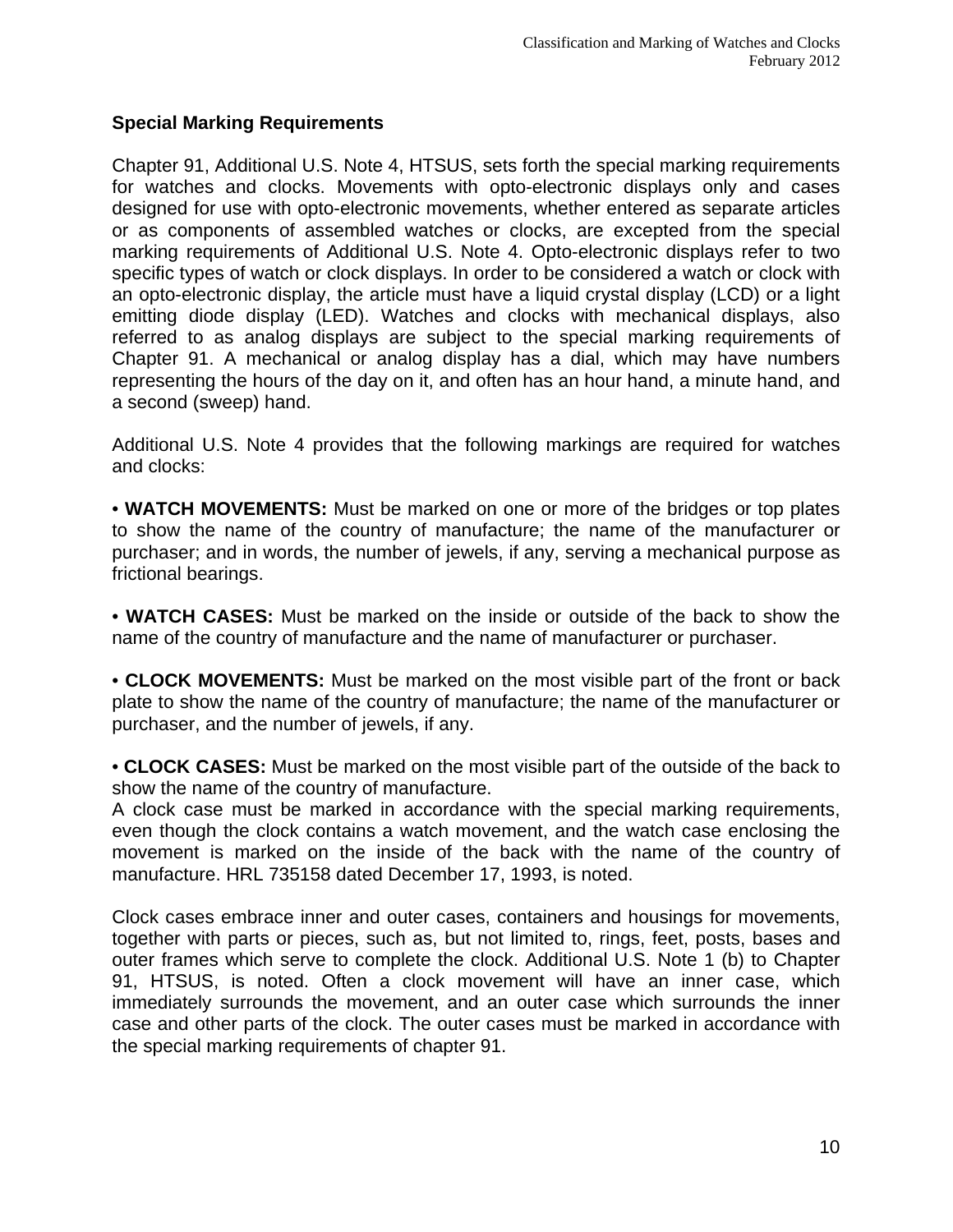## Special Marking Requirements

Chapter 91, Additional U.S. Note 4, HTSUS, sets forth the special marking requirements for watches and clocks. Movements with opto-electronic displays only and cases designed for use with opto-electronic movements, whether entered as separate articles or as components of assembled watches or clocks, are excepted from the special marking requirements of Additional U.S. Note 4. Opto-electronic displays refer to two specific types of watch or clock displays. In order to be considered a watch or clock with an opto-electronic display, the article must have a liquid crystal display (LCD) or a light emitting diode display (LED). Watches and clocks with mechanical displays, also referred to as analog displays are subject to the special marking requirements of Chapter 91. A mechanical or analog display has a dial, which may have numbers representing the hours of the day on it, and often has an hour hand, a minute hand, and a second (sweep) hand.

Additional U.S. Note 4 provides that the following markings are required for watches and clocks:

- **WATCH MOVEMENTS:** Must be marked on one or more of the bridges or top plates to show the name of the country of manufacture; the name of the manufacturer or purchaser; and in words, the number of jewels, if any, serving a mechanical purpose as frictional bearings.

- **WATCH CASES:** Must be marked on the inside or outside of the back to show the name of the country of manufacture and the name of manufacturer or purchaser.

- **CLOCK MOVEMENTS:** Must be marked on the most visible part of the front or back plate to show the name of the country of manufacture; the name of the manufacturer or purchaser, and the number of jewels, if any.

- **CLOCK CASES:** Must be marked on the most visible part of the outside of the back to show the name of the country of manufacture.

A clock case must be marked in accordance with the special marking requirements, even though the clock contains a watch movement, and the watch case enclosing the movement is marked on the inside of the back with the name of the country of manufacture. HRL 735158 dated December 17, 1993, is noted.

Clock cases embrace inner and outer cases, containers and housings for movements, together with parts or pieces, such as, but not limited to, rings, feet, posts, bases and outer frames which serve to complete the clock. Additional U.S. Note 1 (b) to Chapter 91, HTSUS, is noted. Often a clock movement will have an inner case, which immediately surrounds the movement, and an outer case which surrounds the inner case and other parts of the clock. The outer cases must be marked in accordance with the special marking requirements of chapter 91.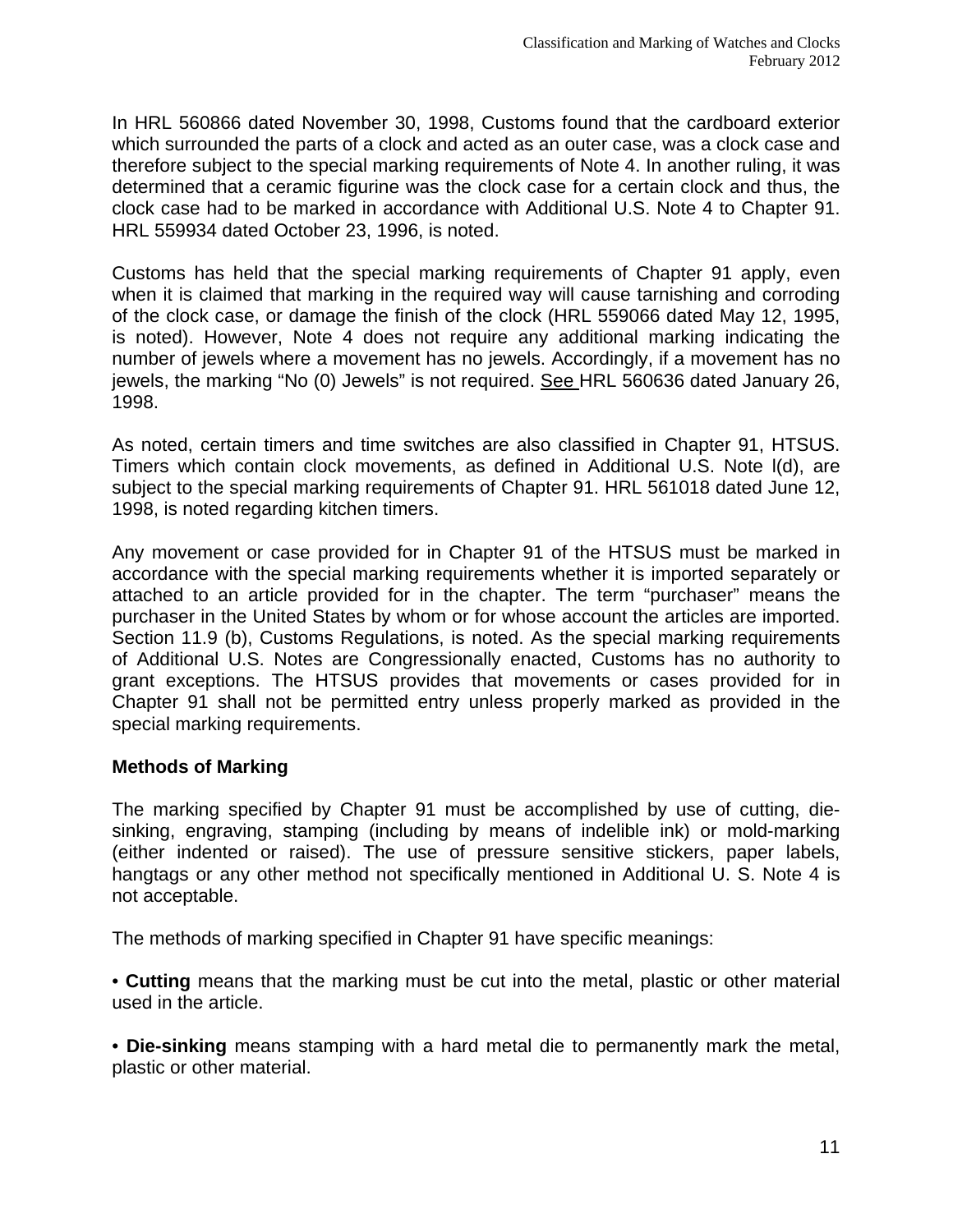In HRL 560866 dated November 30, 1998, Customs found that the cardboard exterior which surrounded the parts of a clock and acted as an outer case, was a clock case and therefore subject to the special marking requirements of Note 4. In another ruling, it was determined that a ceramic figurine was the clock case for a certain clock and thus, the clock case had to be marked in accordance with Additional U.S. Note 4 to Chapter 91. HRL 559934 dated October 23, 1996, is noted.

Customs has held that the special marking requirements of Chapter 91 apply, even when it is claimed that marking in the required way will cause tarnishing and corroding of the clock case, or damage the finish of the clock (HRL 559066 dated May 12, 1995, is noted). However, Note 4 does not require any additional marking indicating the number of jewels where a movement has no jewels. Accordingly, if a movement has no jewels, the marking "No (0) Jewels" is not required. See HRL 560636 dated January 26, 1998.

As noted, certain timers and time switches are also classified in Chapter 91, HTSUS. Timers which contain clock movements, as defined in Additional U.S. Note l(d), are subject to the special marking requirements of Chapter 91. HRL 561018 dated June 12, 1998, is noted regarding kitchen timers.

Any movement or case provided for in Chapter 91 of the HTSUS must be marked in accordance with the special marking requirements whether it is imported separately or attached to an article provided for in the chapter. The term "purchaser" means the purchaser in the United States by whom or for whose account the articles are imported. Section 11.9 (b), Customs Regulations, is noted. As the special marking requirements of Additional U.S. Notes are Congressionally enacted, Customs has no authority to grant exceptions. The HTSUS provides that movements or cases provided for in Chapter 91 shall not be permitted entry unless properly marked as provided in the special marking requirements.

### Methods of Marking

The marking specified by Chapter 91 must be accomplished by use of cutting, die-sinking, engraving, stamping (including by means of indelible ink) or mold-marking (either indented or raised). The use of pressure sensitive stickers, paper labels, hangtags or any other method not specifically mentioned in Additional U. S. Note 4 is not acceptable.

The methods of marking specified in Chapter 91 have specific meanings:

- **Cutting** means that the marking must be cut into the metal, plastic or other material used in the article.

- **Die-sinking** means stamping with a hard metal die to permanently mark the metal, plastic or other material.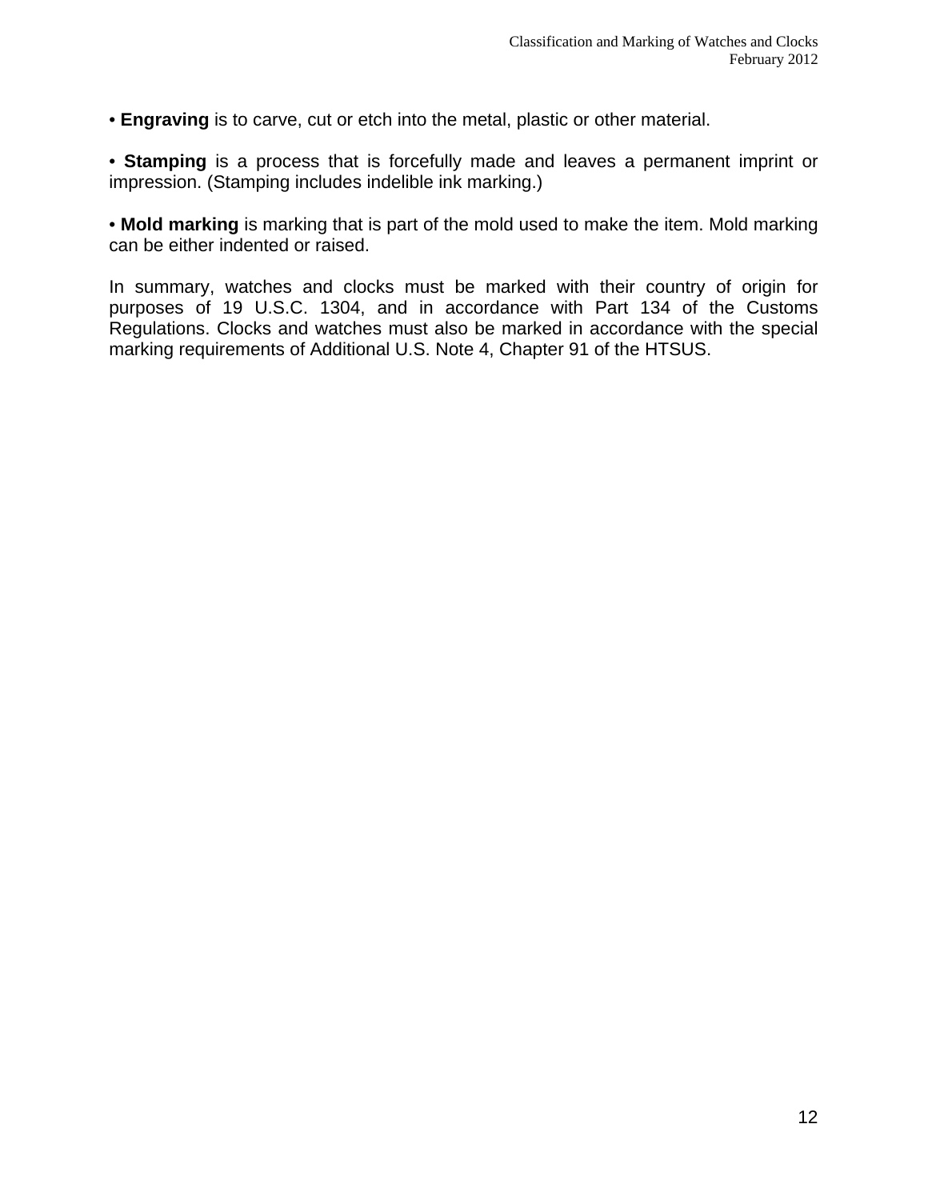• **Engraving** is to carve, cut or etch into the metal, plastic or other material.

• **Stamping** is a process that is forcefully made and leaves a permanent imprint or impression. (Stamping includes indelible ink marking.)

• **Mold marking** is marking that is part of the mold used to make the item. Mold marking can be either indented or raised.

In summary, watches and clocks must be marked with their country of origin for purposes of 19 U.S.C. 1304, and in accordance with Part 134 of the Customs Regulations. Clocks and watches must also be marked in accordance with the special marking requirements of Additional U.S. Note 4, Chapter 91 of the HTSUS.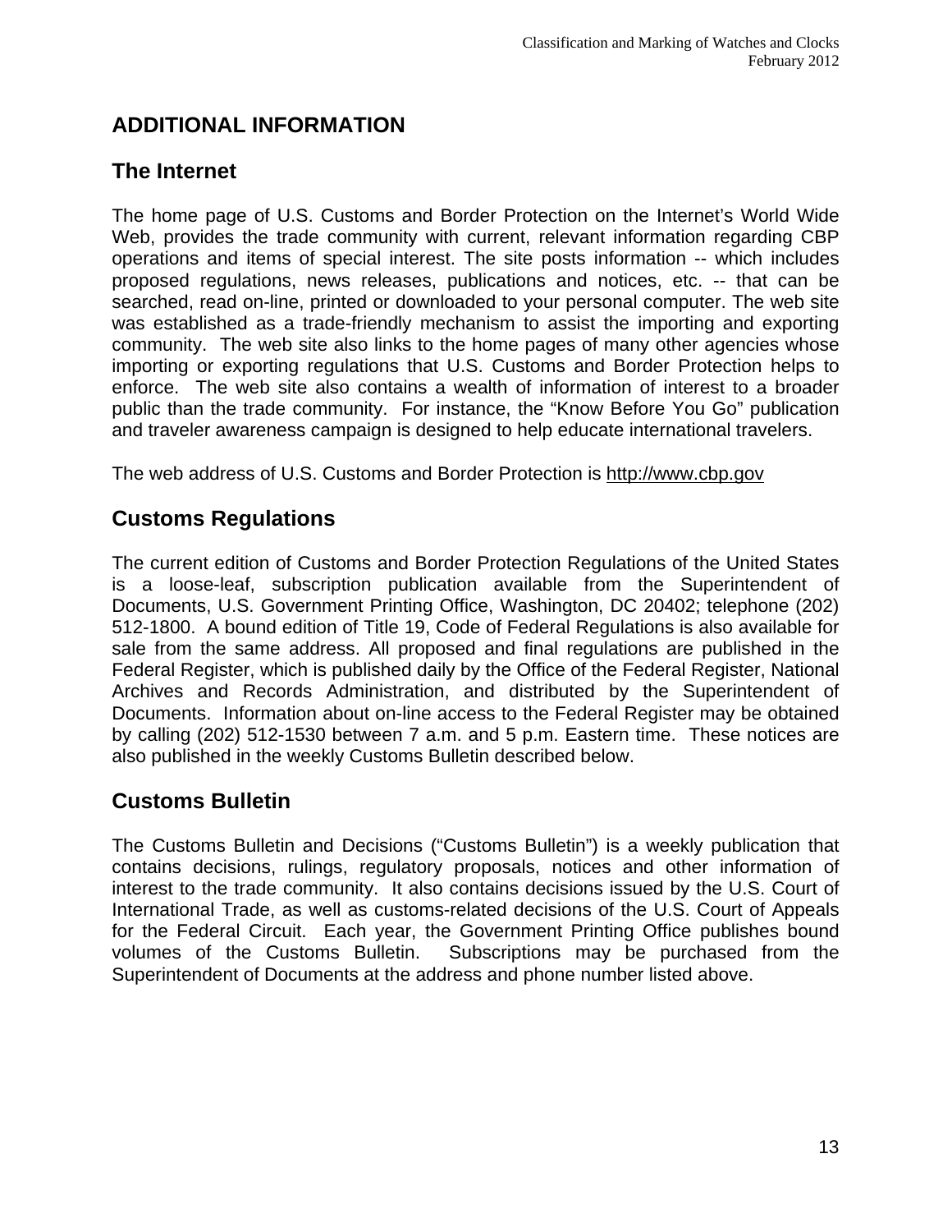# ADDITIONAL INFORMATION

## The Internet

The home page of U.S. Customs and Border Protection on the Internet's World Wide Web, provides the trade community with current, relevant information regarding CBP operations and items of special interest. The site posts information -- which includes proposed regulations, news releases, publications and notices, etc. -- that can be searched, read on-line, printed or downloaded to your personal computer. The web site was established as a trade-friendly mechanism to assist the importing and exporting community. The web site also links to the home pages of many other agencies whose importing or exporting regulations that U.S. Customs and Border Protection helps to enforce. The web site also contains a wealth of information of interest to a broader public than the trade community. For instance, the "Know Before You Go" publication and traveler awareness campaign is designed to help educate international travelers.

The web address of U.S. Customs and Border Protection is http://www.cbp.gov

## Customs Regulations

The current edition of Customs and Border Protection Regulations of the United States is a loose-leaf, subscription publication available from the Superintendent of Documents, U.S. Government Printing Office, Washington, DC 20402; telephone (202) 512-1800. A bound edition of Title 19, Code of Federal Regulations is also available for sale from the same address. All proposed and final regulations are published in the Federal Register, which is published daily by the Office of the Federal Register, National Archives and Records Administration, and distributed by the Superintendent of Documents. Information about on-line access to the Federal Register may be obtained by calling (202) 512-1530 between 7 a.m. and 5 p.m. Eastern time. These notices are also published in the weekly Customs Bulletin described below.

## Customs Bulletin

The Customs Bulletin and Decisions ("Customs Bulletin") is a weekly publication that contains decisions, rulings, regulatory proposals, notices and other information of interest to the trade community. It also contains decisions issued by the U.S. Court of International Trade, as well as customs-related decisions of the U.S. Court of Appeals for the Federal Circuit. Each year, the Government Printing Office publishes bound volumes of the Customs Bulletin. Subscriptions may be purchased from the Superintendent of Documents at the address and phone number listed above.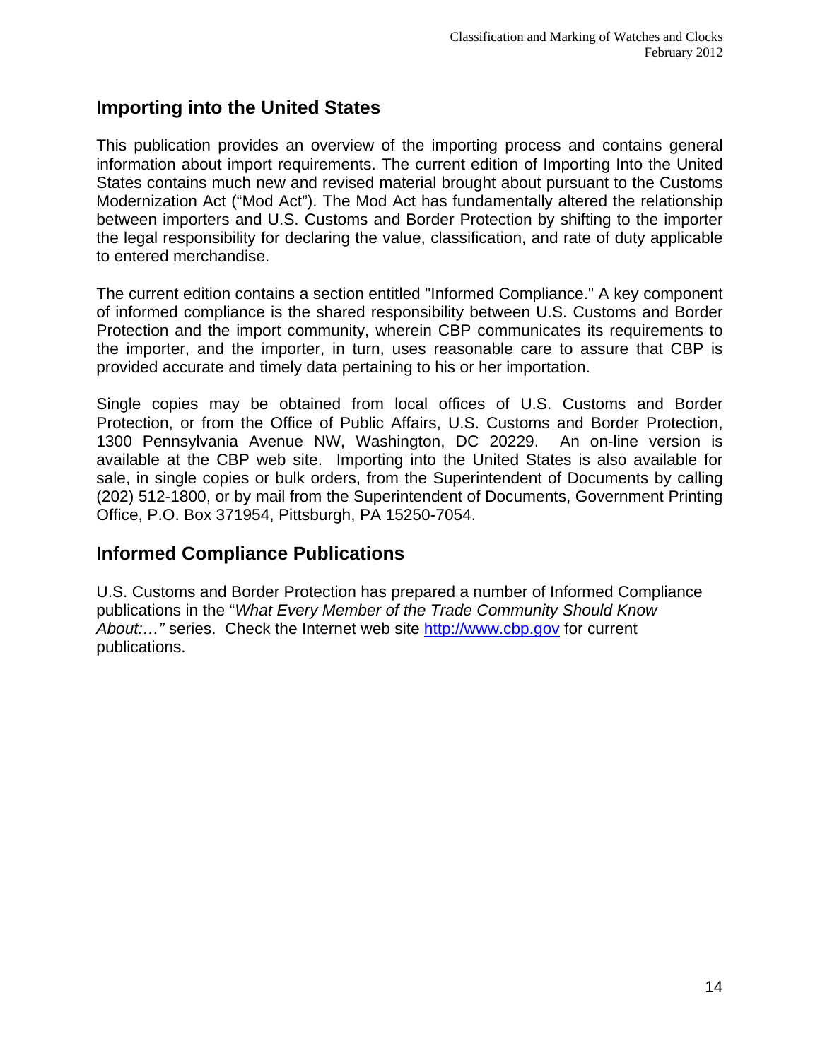## Importing into the United States

This publication provides an overview of the importing process and contains general information about import requirements. The current edition of Importing Into the United States contains much new and revised material brought about pursuant to the Customs Modernization Act ("Mod Act"). The Mod Act has fundamentally altered the relationship between importers and U.S. Customs and Border Protection by shifting to the importer the legal responsibility for declaring the value, classification, and rate of duty applicable to entered merchandise.

The current edition contains a section entitled "Informed Compliance." A key component of informed compliance is the shared responsibility between U.S. Customs and Border Protection and the import community, wherein CBP communicates its requirements to the importer, and the importer, in turn, uses reasonable care to assure that CBP is provided accurate and timely data pertaining to his or her importation.

Single copies may be obtained from local offices of U.S. Customs and Border Protection, or from the Office of Public Affairs, U.S. Customs and Border Protection, 1300 Pennsylvania Avenue NW, Washington, DC 20229. An on-line version is available at the CBP web site. Importing into the United States is also available for sale, in single copies or bulk orders, from the Superintendent of Documents by calling (202) 512-1800, or by mail from the Superintendent of Documents, Government Printing Office, P.O. Box 371954, Pittsburgh, PA 15250-7054.

## Informed Compliance Publications

U.S. Customs and Border Protection has prepared a number of Informed Compliance publications in the "*What Every Member of the Trade Community Should Know About:…"* series. Check the Internet web site [http://www.cbp.gov](http://www.cbp.gov) for current publications.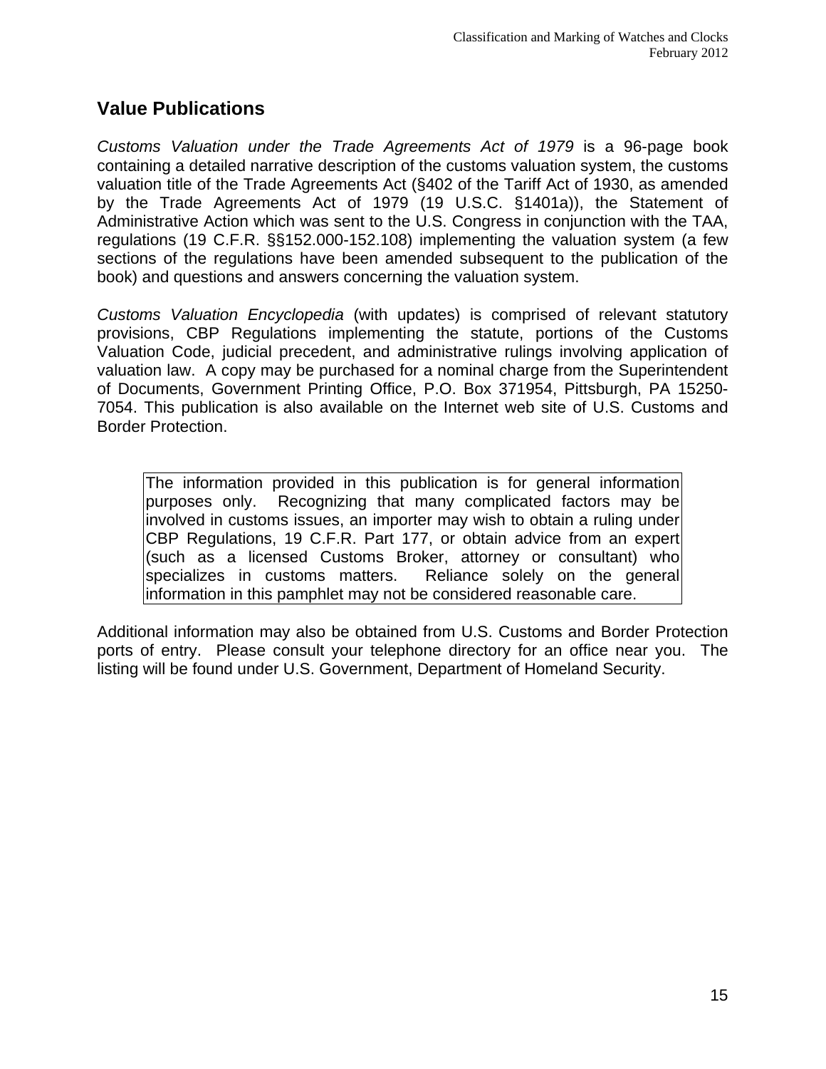## Value Publications

*Customs Valuation under the Trade Agreements Act of 1979* is a 96-page book containing a detailed narrative description of the customs valuation system, the customs valuation title of the Trade Agreements Act (§402 of the Tariff Act of 1930, as amended by the Trade Agreements Act of 1979 (19 U.S.C. §1401a)), the Statement of Administrative Action which was sent to the U.S. Congress in conjunction with the TAA, regulations (19 C.F.R. §§152.000-152.108) implementing the valuation system (a few sections of the regulations have been amended subsequent to the publication of the book) and questions and answers concerning the valuation system.

*Customs Valuation Encyclopedia* (with updates) is comprised of relevant statutory provisions, CBP Regulations implementing the statute, portions of the Customs Valuation Code, judicial precedent, and administrative rulings involving application of valuation law. A copy may be purchased for a nominal charge from the Superintendent of Documents, Government Printing Office, P.O. Box 371954, Pittsburgh, PA 15250-7054. This publication is also available on the Internet web site of U.S. Customs and Border Protection.

> The information provided in this publication is for general information purposes only. Recognizing that many complicated factors may be involved in customs issues, an importer may wish to obtain a ruling under CBP Regulations, 19 C.F.R. Part 177, or obtain advice from an expert (such as a licensed Customs Broker, attorney or consultant) who specializes in customs matters. Reliance solely on the general information in this pamphlet may not be considered reasonable care.

Additional information may also be obtained from U.S. Customs and Border Protection ports of entry. Please consult your telephone directory for an office near you. The listing will be found under U.S. Government, Department of Homeland Security.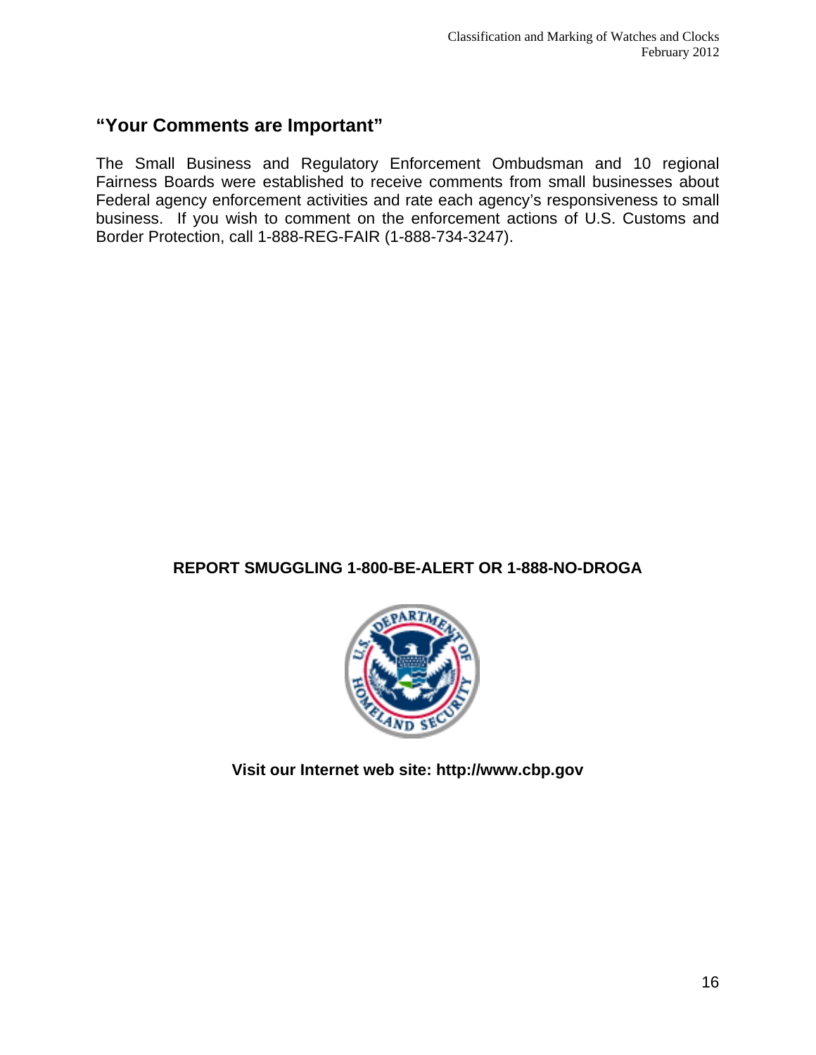## "Your Comments are Important"

The Small Business and Regulatory Enforcement Ombudsman and 10 regional Fairness Boards were established to receive comments from small businesses about Federal agency enforcement activities and rate each agency's responsiveness to small business. If you wish to comment on the enforcement actions of U.S. Customs and Border Protection, call 1-888-REG-FAIR (1-888-734-3247).

**REPORT SMUGGLING 1-800-BE-ALERT OR 1-888-NO-DROGA**

**Visit our Internet web site: http://www.cbp.gov**